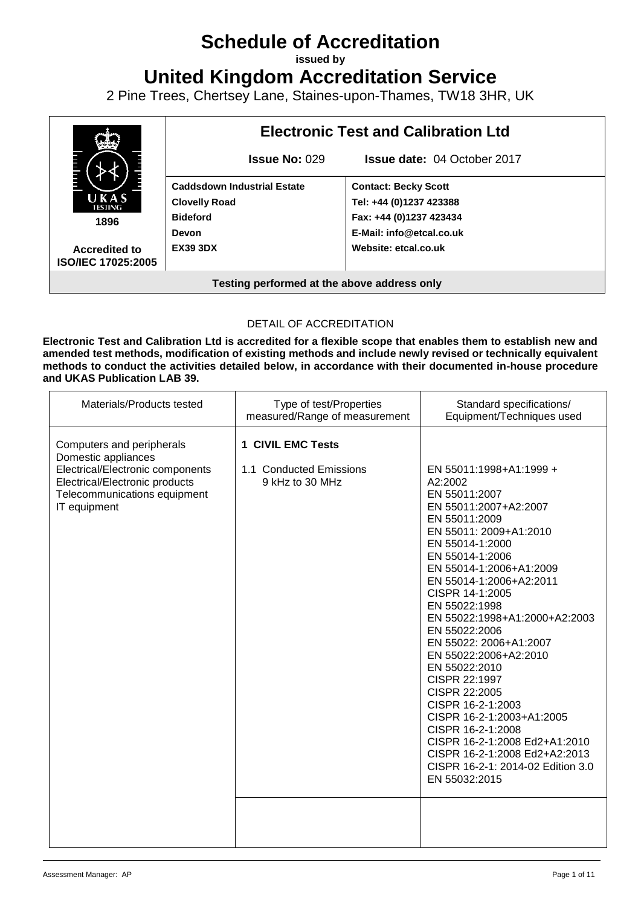# Schedule of Accreditation

**issued by**

# United Kingdom Accreditation Service

2 Pine Trees, Chertsey Lane, Staines-upon-Thames, TW18 3HR, UK

| UKAS TESTING 1896 Accredited to ISO/IEC 17025:2005 | **Electronic Test and Calibration Ltd** **Issue No:** 029 **Issue date:** 04 October 2017 | |
|---|---|---|
| | **Caddsdown Industrial Estate** **Clovelly Road** **Bideford** **Devon** **EX39 3DX** | **Contact: Becky Scott** **Tel: +44 (0)1237 423388** **Fax: +44 (0)1237 423434** **E-Mail: info@etcal.co.uk** **Website: etcal.co.uk** |
| **Testing performed at the above address only** | | |

DETAIL OF ACCREDITATION

**Electronic Test and Calibration Ltd is accredited for a flexible scope that enables them to establish new and amended test methods, modification of existing methods and include newly revised or technically equivalent methods to conduct the activities detailed below, in accordance with their documented in-house procedure and UKAS Publication LAB 39.**

| Materials/Products tested | Type of test/Properties measured/Range of measurement | Standard specifications/ Equipment/Techniques used |
|---|---|---|
| Computers and peripherals<br>Domestic appliances<br>Electrical/Electronic components<br>Electrical/Electronic products<br>Telecommunications equipment<br>IT equipment | **1 CIVIL EMC Tests**<br><br>1.1 Conducted Emissions<br>9 kHz to 30 MHz | EN 55011:1998+A1:1999 + A2:2002<br>EN 55011:2007<br>EN 55011:2007+A2:2007<br>EN 55011:2009<br>EN 55011: 2009+A1:2010<br>EN 55014-1:2000<br>EN 55014-1:2006<br>EN 55014-1:2006+A1:2009<br>EN 55014-1:2006+A2:2011<br>CISPR 14-1:2005<br>EN 55022:1998<br>EN 55022:1998+A1:2000+A2:2003<br>EN 55022:2006<br>EN 55022: 2006+A1:2007<br>EN 55022:2006+A2:2010<br>EN 55022:2010<br>CISPR 22:1997<br>CISPR 22:2005<br>CISPR 16-2-1:2003<br>CISPR 16-2-1:2003+A1:2005<br>CISPR 16-2-1:2008<br>CISPR 16-2-1:2008 Ed2+A1:2010<br>CISPR 16-2-1:2008 Ed2+A2:2013<br>CISPR 16-2-1: 2014-02 Edition 3.0<br>EN 55032:2015 |
| | | |

Assessment Manager: AP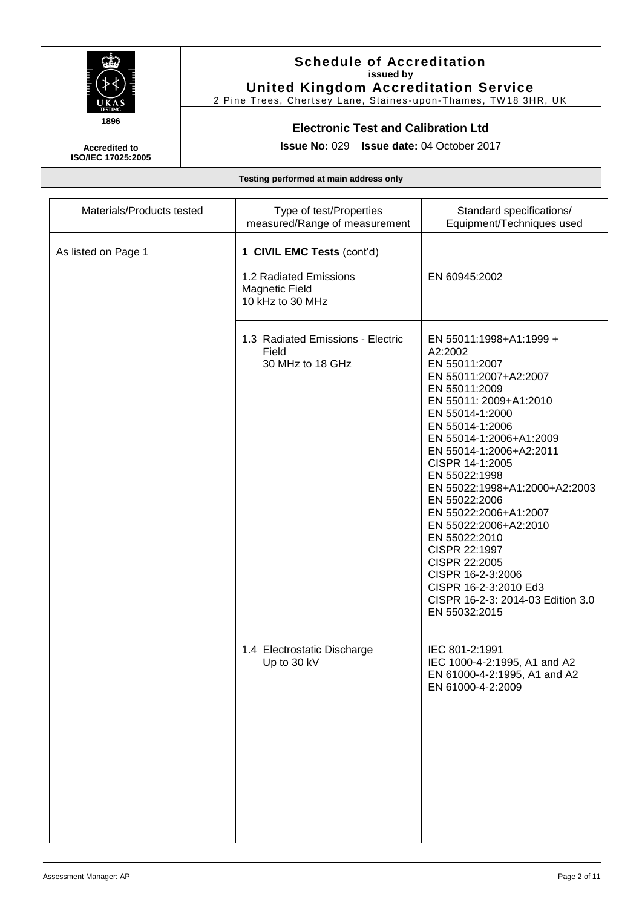## Schedule of Accreditation
**issued by**
## United Kingdom Accreditation Service
2 Pine Trees, Chertsey Lane, Staines-upon-Thames, TW18 3HR, UK

1896

**Accredited to ISO/IEC 17025:2005**

### Electronic Test and Calibration Ltd

**Issue No:** 029 **Issue date:** 04 October 2017

**Testing performed at main address only**

| Materials/Products tested | Type of test/Properties measured/Range of measurement | Standard specifications/ Equipment/Techniques used |
|---|---|---|
| As listed on Page 1 | **1 CIVIL EMC Tests** (cont'd)<br><br>1.2 Radiated Emissions<br>Magnetic Field<br>10 kHz to 30 MHz | EN 60945:2002 |
| | 1.3 Radiated Emissions - Electric Field<br>30 MHz to 18 GHz | EN 55011:1998+A1:1999 + A2:2002<br>EN 55011:2007<br>EN 55011:2007+A2:2007<br>EN 55011:2009<br>EN 55011: 2009+A1:2010<br>EN 55014-1:2000<br>EN 55014-1:2006<br>EN 55014-1:2006+A1:2009<br>EN 55014-1:2006+A2:2011<br>CISPR 14-1:2005<br>EN 55022:1998<br>EN 55022:1998+A1:2000+A2:2003<br>EN 55022:2006<br>EN 55022:2006+A1:2007<br>EN 55022:2006+A2:2010<br>EN 55022:2010<br>CISPR 22:1997<br>CISPR 22:2005<br>CISPR 16-2-3:2006<br>CISPR 16-2-3:2010 Ed3<br>CISPR 16-2-3: 2014-03 Edition 3.0<br>EN 55032:2015 |
| | 1.4 Electrostatic Discharge<br>Up to 30 kV | IEC 801-2:1991<br>IEC 1000-4-2:1995, A1 and A2<br>EN 61000-4-2:1995, A1 and A2<br>EN 61000-4-2:2009 |
| | | |

Assessment Manager: AP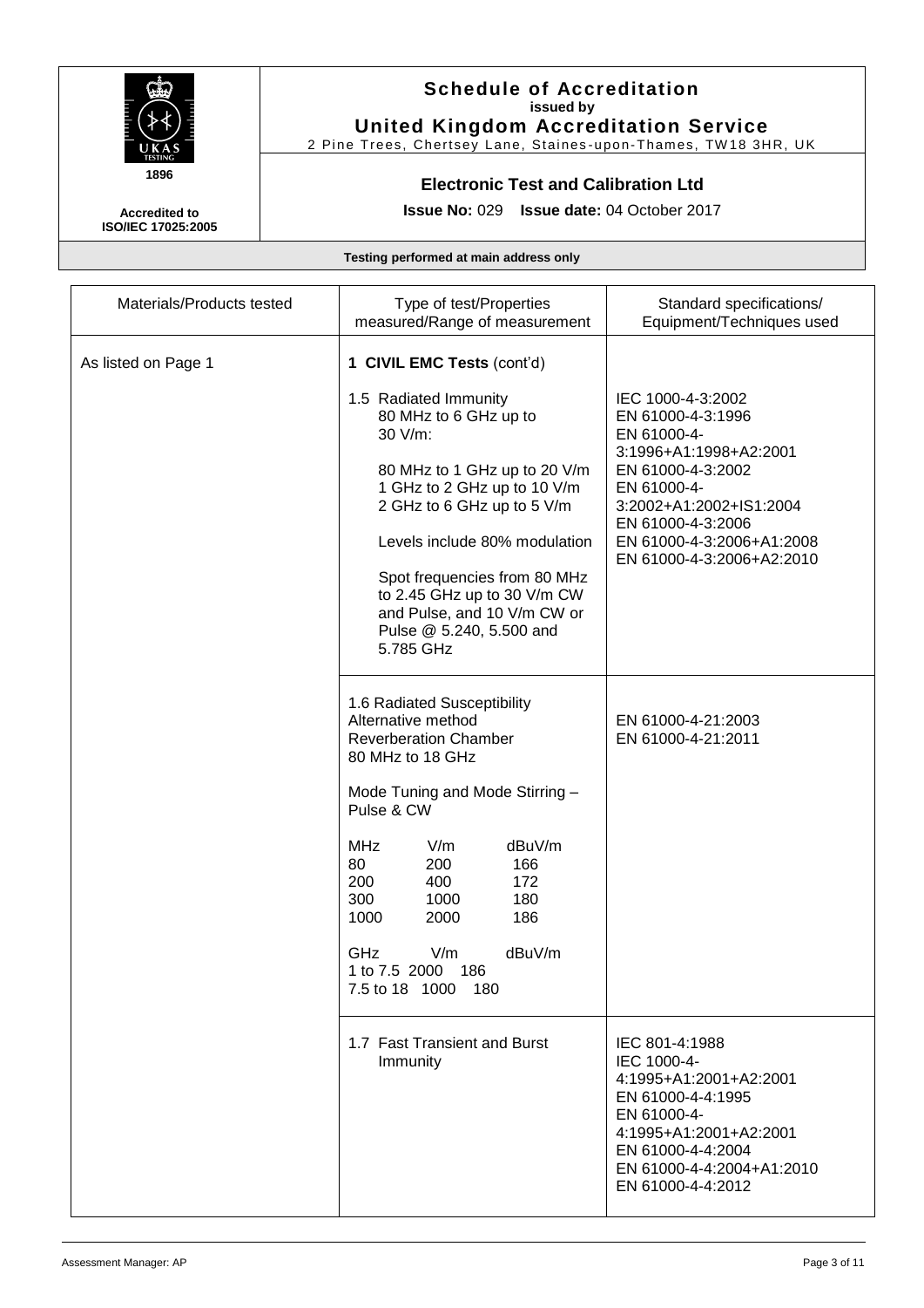# Schedule of Accreditation

**issued by**

**United Kingdom Accreditation Service**

2 Pine Trees, Chertsey Lane, Staines-upon-Thames, TW18 3HR, UK

1896

**Accredited to ISO/IEC 17025:2005**

## Electronic Test and Calibration Ltd

**Issue No:** 029 **Issue date:** 04 October 2017

**Testing performed at main address only**

| Materials/Products tested | Type of test/Properties measured/Range of measurement | Standard specifications/ Equipment/Techniques used |
|---|---|---|
| As listed on Page 1 | **1 CIVIL EMC Tests** (cont'd)<br><br>1.5 Radiated Immunity<br>80 MHz to 6 GHz up to 30 V/m:<br><br>80 MHz to 1 GHz up to 20 V/m<br>1 GHz to 2 GHz up to 10 V/m<br>2 GHz to 6 GHz up to 5 V/m<br><br>Levels include 80% modulation<br><br>Spot frequencies from 80 MHz to 2.45 GHz up to 30 V/m CW and Pulse, and 10 V/m CW or Pulse @ 5.240, 5.500 and 5.785 GHz | IEC 1000-4-3:2002<br>EN 61000-4-3:1996<br>EN 61000-4-3:1996+A1:1998+A2:2001<br>EN 61000-4-3:2002<br>EN 61000-4-3:2002+A1:2002+IS1:2004<br>EN 61000-4-3:2006<br>EN 61000-4-3:2006+A1:2008<br>EN 61000-4-3:2006+A2:2010 |
| | 1.6 Radiated Susceptibility<br>Alternative method<br>Reverberation Chamber<br>80 MHz to 18 GHz<br><br>Mode Tuning and Mode Stirring – Pulse & CW<br><br>MHz / V/m / dBuV/m<br>80 / 200 / 166<br>200 / 400 / 172<br>300 / 1000 / 180<br>1000 / 2000 / 186<br><br>GHz / V/m / dBuV/m<br>1 to 7.5 / 2000 / 186<br>7.5 to 18 / 1000 / 180 | EN 61000-4-21:2003<br>EN 61000-4-21:2011 |
| | 1.7 Fast Transient and Burst Immunity | IEC 801-4:1988<br>IEC 1000-4-4:1995+A1:2001+A2:2001<br>EN 61000-4-4:1995<br>EN 61000-4-4:1995+A1:2001+A2:2001<br>EN 61000-4-4:2004<br>EN 61000-4-4:2004+A1:2010<br>EN 61000-4-4:2012 |

Assessment Manager: AP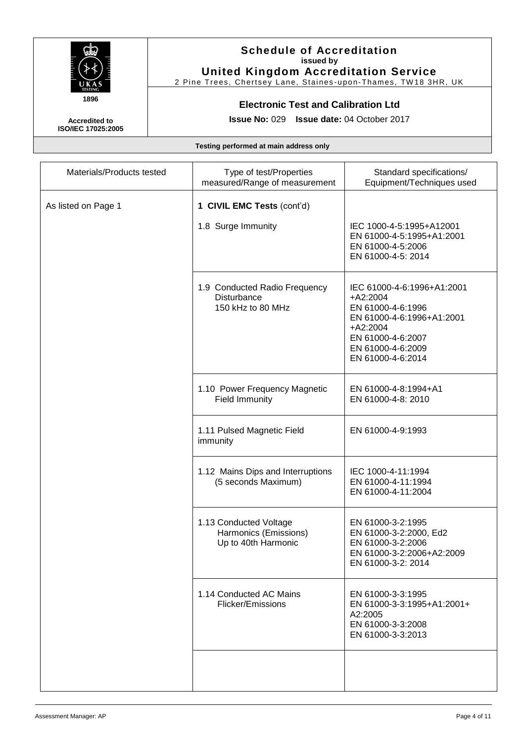**Schedule of Accreditation**
**issued by**
**United Kingdom Accreditation Service**
2 Pine Trees, Chertsey Lane, Staines-upon-Thames, TW18 3HR, UK

1896

**Accredited to ISO/IEC 17025:2005**

**Electronic Test and Calibration Ltd**

**Issue No:** 029 **Issue date:** 04 October 2017

**Testing performed at main address only**

| Materials/Products tested | Type of test/Properties measured/Range of measurement | Standard specifications/ Equipment/Techniques used |
|---|---|---|
| As listed on Page 1 | **1 CIVIL EMC Tests** (cont'd) | |
| | 1.8 Surge Immunity | IEC 1000-4-5:1995+A12001<br>EN 61000-4-5:1995+A1:2001<br>EN 61000-4-5:2006<br>EN 61000-4-5: 2014 |
| | 1.9 Conducted Radio Frequency Disturbance<br>150 kHz to 80 MHz | IEC 61000-4-6:1996+A1:2001 +A2:2004<br>EN 61000-4-6:1996<br>EN 61000-4-6:1996+A1:2001 +A2:2004<br>EN 61000-4-6:2007<br>EN 61000-4-6:2009<br>EN 61000-4-6:2014 |
| | 1.10 Power Frequency Magnetic Field Immunity | EN 61000-4-8:1994+A1<br>EN 61000-4-8: 2010 |
| | 1.11 Pulsed Magnetic Field immunity | EN 61000-4-9:1993 |
| | 1.12 Mains Dips and Interruptions (5 seconds Maximum) | IEC 1000-4-11:1994<br>EN 61000-4-11:1994<br>EN 61000-4-11:2004 |
| | 1.13 Conducted Voltage Harmonics (Emissions)<br>Up to 40th Harmonic | EN 61000-3-2:1995<br>EN 61000-3-2:2000, Ed2<br>EN 61000-3-2:2006<br>EN 61000-3-2:2006+A2:2009<br>EN 61000-3-2: 2014 |
| | 1.14 Conducted AC Mains Flicker/Emissions | EN 61000-3-3:1995<br>EN 61000-3-3:1995+A1:2001+ A2:2005<br>EN 61000-3-3:2008<br>EN 61000-3-3:2013 |
| | | |

Assessment Manager: AP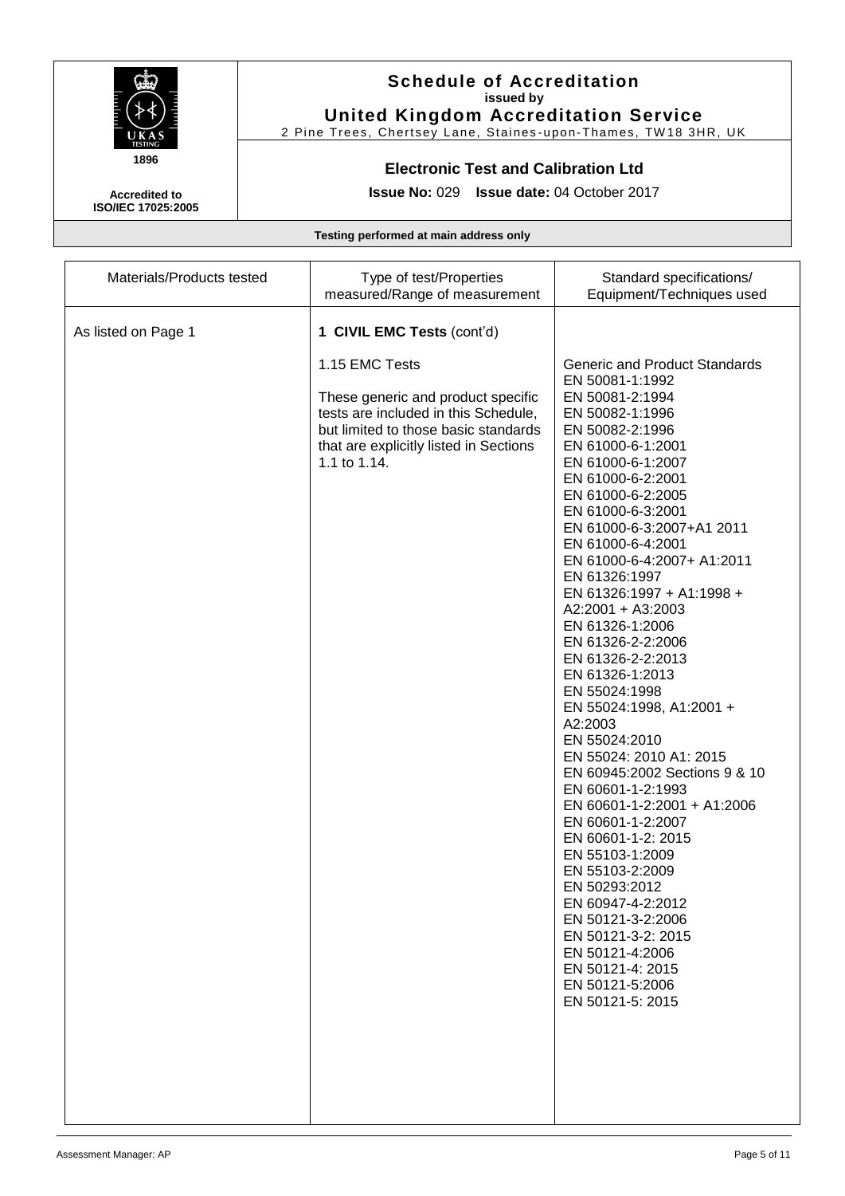**Schedule of Accreditation**
**issued by**
**United Kingdom Accreditation Service**
2 Pine Trees, Chertsey Lane, Staines-upon-Thames, TW18 3HR, UK

1896

Accredited to ISO/IEC 17025:2005

**Electronic Test and Calibration Ltd**

**Issue No:** 029 **Issue date:** 04 October 2017

**Testing performed at main address only**

| Materials/Products tested | Type of test/Properties measured/Range of measurement | Standard specifications/ Equipment/Techniques used |
|---|---|---|
| As listed on Page 1 | **1 CIVIL EMC Tests** (cont'd) | |
| | 1.15 EMC Tests<br><br>These generic and product specific tests are included in this Schedule, but limited to those basic standards that are explicitly listed in Sections 1.1 to 1.14. | Generic and Product Standards<br>EN 50081-1:1992<br>EN 50081-2:1994<br>EN 50082-1:1996<br>EN 50082-2:1996<br>EN 61000-6-1:2001<br>EN 61000-6-1:2007<br>EN 61000-6-2:2001<br>EN 61000-6-2:2005<br>EN 61000-6-3:2001<br>EN 61000-6-3:2007+A1 2011<br>EN 61000-6-4:2001<br>EN 61000-6-4:2007+ A1:2011<br>EN 61326:1997<br>EN 61326:1997 + A1:1998 + A2:2001 + A3:2003<br>EN 61326-1:2006<br>EN 61326-2-2:2006<br>EN 61326-2-2:2013<br>EN 61326-1:2013<br>EN 55024:1998<br>EN 55024:1998, A1:2001 + A2:2003<br>EN 55024:2010<br>EN 55024: 2010 A1: 2015<br>EN 60945:2002 Sections 9 & 10<br>EN 60601-1-2:1993<br>EN 60601-1-2:2001 + A1:2006<br>EN 60601-1-2:2007<br>EN 60601-1-2: 2015<br>EN 55103-1:2009<br>EN 55103-2:2009<br>EN 50293:2012<br>EN 60947-4-2:2012<br>EN 50121-3-2:2006<br>EN 50121-3-2: 2015<br>EN 50121-4:2006<br>EN 50121-4: 2015<br>EN 50121-5:2006<br>EN 50121-5: 2015 |

Assessment Manager: AP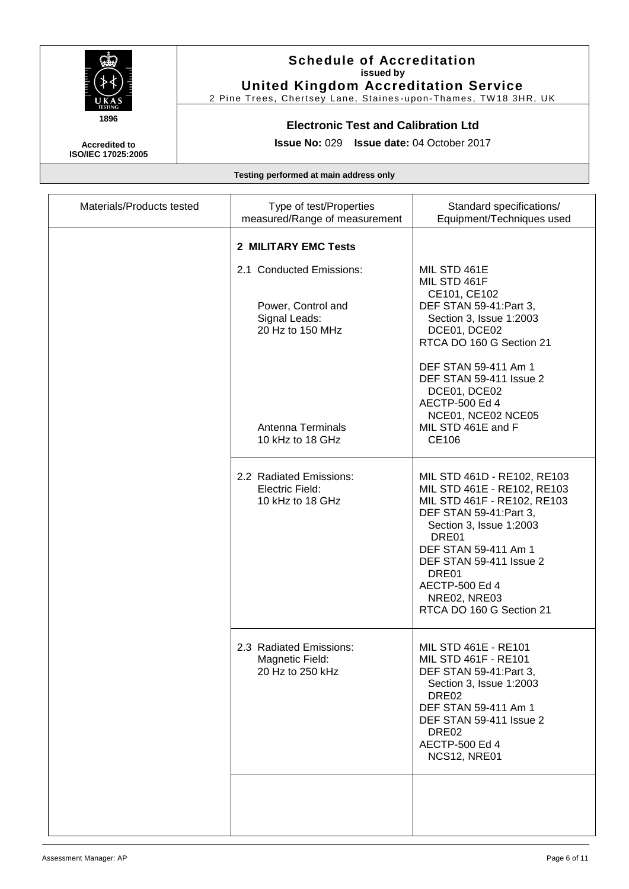**Schedule of Accreditation**
**issued by**
**United Kingdom Accreditation Service**
2 Pine Trees, Chertsey Lane, Staines-upon-Thames, TW18 3HR, UK

1896

Accredited to ISO/IEC 17025:2005

**Electronic Test and Calibration Ltd**

**Issue No:** 029 **Issue date:** 04 October 2017

**Testing performed at main address only**

| Materials/Products tested | Type of test/Properties measured/Range of measurement | Standard specifications/ Equipment/Techniques used |
|---|---|---|
| | **2 MILITARY EMC Tests** | |
| | 2.1 Conducted Emissions:<br><br>Power, Control and Signal Leads:<br>20 Hz to 150 MHz<br><br>Antenna Terminals<br>10 kHz to 18 GHz | MIL STD 461E<br>MIL STD 461F<br>CE101, CE102<br>DEF STAN 59-41:Part 3, Section 3, Issue 1:2003<br>DCE01, DCE02<br>RTCA DO 160 G Section 21<br><br>DEF STAN 59-411 Am 1<br>DEF STAN 59-411 Issue 2<br>DCE01, DCE02<br>AECTP-500 Ed 4<br>NCE01, NCE02 NCE05<br>MIL STD 461E and F<br>CE106 |
| | 2.2 Radiated Emissions:<br>Electric Field:<br>10 kHz to 18 GHz | MIL STD 461D - RE102, RE103<br>MIL STD 461E - RE102, RE103<br>MIL STD 461F - RE102, RE103<br>DEF STAN 59-41:Part 3, Section 3, Issue 1:2003<br>DRE01<br>DEF STAN 59-411 Am 1<br>DEF STAN 59-411 Issue 2<br>DRE01<br>AECTP-500 Ed 4<br>NRE02, NRE03<br>RTCA DO 160 G Section 21 |
| | 2.3 Radiated Emissions:<br>Magnetic Field:<br>20 Hz to 250 kHz | MIL STD 461E - RE101<br>MIL STD 461F - RE101<br>DEF STAN 59-41:Part 3, Section 3, Issue 1:2003<br>DRE02<br>DEF STAN 59-411 Am 1<br>DEF STAN 59-411 Issue 2<br>DRE02<br>AECTP-500 Ed 4<br>NCS12, NRE01 |
| | | |

Assessment Manager: AP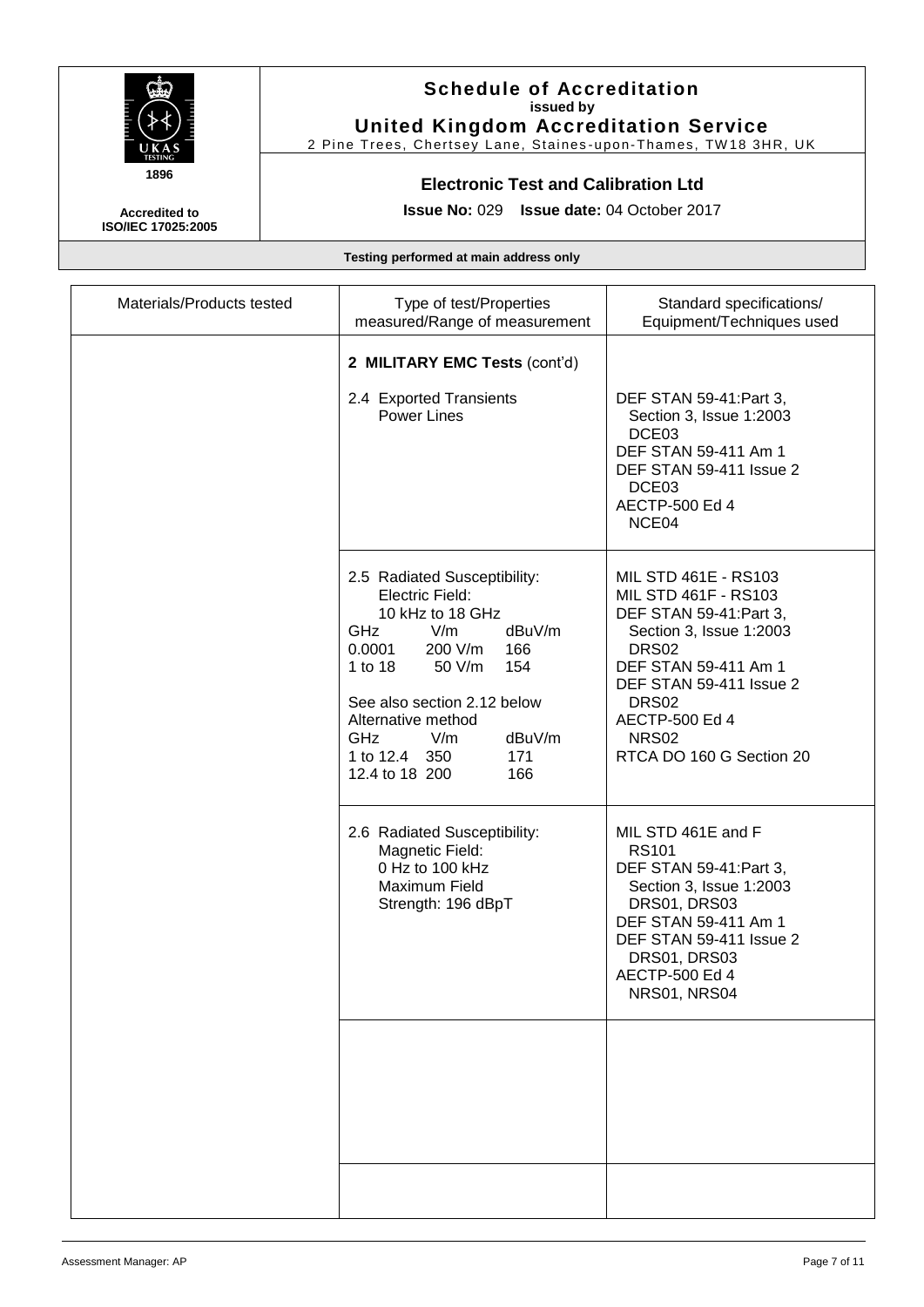**Schedule of Accreditation**
**issued by**
**United Kingdom Accreditation Service**
2 Pine Trees, Chertsey Lane, Staines-upon-Thames, TW18 3HR, UK

**1896**

**Accredited to ISO/IEC 17025:2005**

**Electronic Test and Calibration Ltd**

**Issue No:** 029 **Issue date:** 04 October 2017

**Testing performed at main address only**

| Materials/Products tested | Type of test/Properties measured/Range of measurement | Standard specifications/ Equipment/Techniques used |
|---|---|---|
| | **2 MILITARY EMC Tests** (cont'd) | |
| | 2.4 Exported Transients Power Lines | DEF STAN 59-41:Part 3, Section 3, Issue 1:2003 DCE03<br>DEF STAN 59-411 Am 1<br>DEF STAN 59-411 Issue 2 DCE03<br>AECTP-500 Ed 4 NCE04 |
| | 2.5 Radiated Susceptibility: Electric Field: 10 kHz to 18 GHz<br>GHz V/m dBuV/m<br>0.0001 200 V/m 166<br>1 to 18 50 V/m 154<br><br>See also section 2.12 below<br>Alternative method<br>GHz V/m dBuV/m<br>1 to 12.4 350 171<br>12.4 to 18 200 166 | MIL STD 461E - RS103<br>MIL STD 461F - RS103<br>DEF STAN 59-41:Part 3, Section 3, Issue 1:2003 DRS02<br>DEF STAN 59-411 Am 1<br>DEF STAN 59-411 Issue 2 DRS02<br>AECTP-500 Ed 4 NRS02<br>RTCA DO 160 G Section 20 |
| | 2.6 Radiated Susceptibility: Magnetic Field: 0 Hz to 100 kHz Maximum Field Strength: 196 dBpT | MIL STD 461E and F RS101<br>DEF STAN 59-41:Part 3, Section 3, Issue 1:2003 DRS01, DRS03<br>DEF STAN 59-411 Am 1<br>DEF STAN 59-411 Issue 2 DRS01, DRS03<br>AECTP-500 Ed 4 NRS01, NRS04 |
| | | |
| | | |

Assessment Manager: AP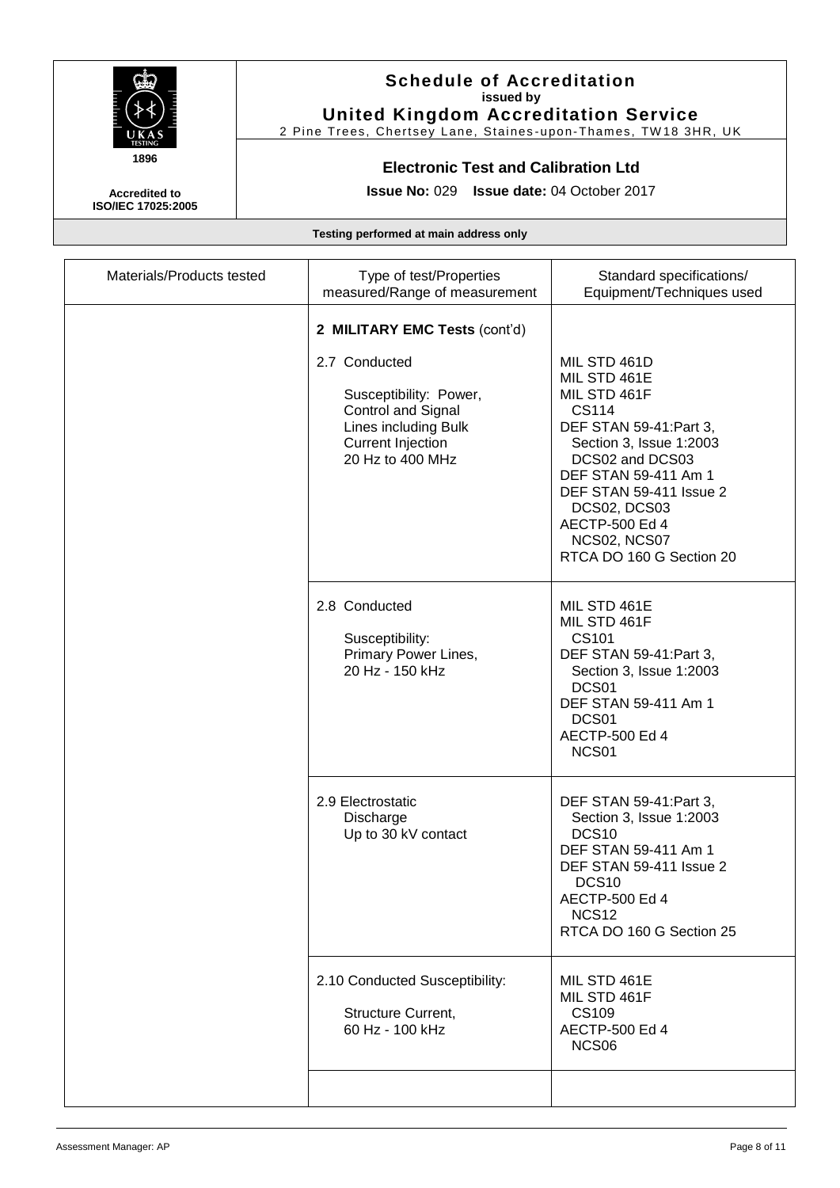# Schedule of Accreditation
**issued by**
**United Kingdom Accreditation Service**
2 Pine Trees, Chertsey Lane, Staines-upon-Thames, TW18 3HR, UK

1896

**Accredited to ISO/IEC 17025:2005**

## Electronic Test and Calibration Ltd

**Issue No:** 029 **Issue date:** 04 October 2017

**Testing performed at main address only**

| Materials/Products tested | Type of test/Properties measured/Range of measurement | Standard specifications/ Equipment/Techniques used |
|---|---|---|
| | **2 MILITARY EMC Tests** (cont'd)<br><br>2.7 Conducted<br>Susceptibility: Power, Control and Signal Lines including Bulk Current Injection<br>20 Hz to 400 MHz | MIL STD 461D<br>MIL STD 461E<br>MIL STD 461F<br>CS114<br>DEF STAN 59-41:Part 3, Section 3, Issue 1:2003<br>DCS02 and DCS03<br>DEF STAN 59-411 Am 1<br>DEF STAN 59-411 Issue 2<br>DCS02, DCS03<br>AECTP-500 Ed 4<br>NCS02, NCS07<br>RTCA DO 160 G Section 20 |
| | 2.8 Conducted<br>Susceptibility:<br>Primary Power Lines,<br>20 Hz - 150 kHz | MIL STD 461E<br>MIL STD 461F<br>CS101<br>DEF STAN 59-41:Part 3, Section 3, Issue 1:2003<br>DCS01<br>DEF STAN 59-411 Am 1<br>DCS01<br>AECTP-500 Ed 4<br>NCS01 |
| | 2.9 Electrostatic Discharge<br>Up to 30 kV contact | DEF STAN 59-41:Part 3, Section 3, Issue 1:2003<br>DCS10<br>DEF STAN 59-411 Am 1<br>DEF STAN 59-411 Issue 2<br>DCS10<br>AECTP-500 Ed 4<br>NCS12<br>RTCA DO 160 G Section 25 |
| | 2.10 Conducted Susceptibility:<br>Structure Current,<br>60 Hz - 100 kHz | MIL STD 461E<br>MIL STD 461F<br>CS109<br>AECTP-500 Ed 4<br>NCS06 |
| | | |

Assessment Manager: AP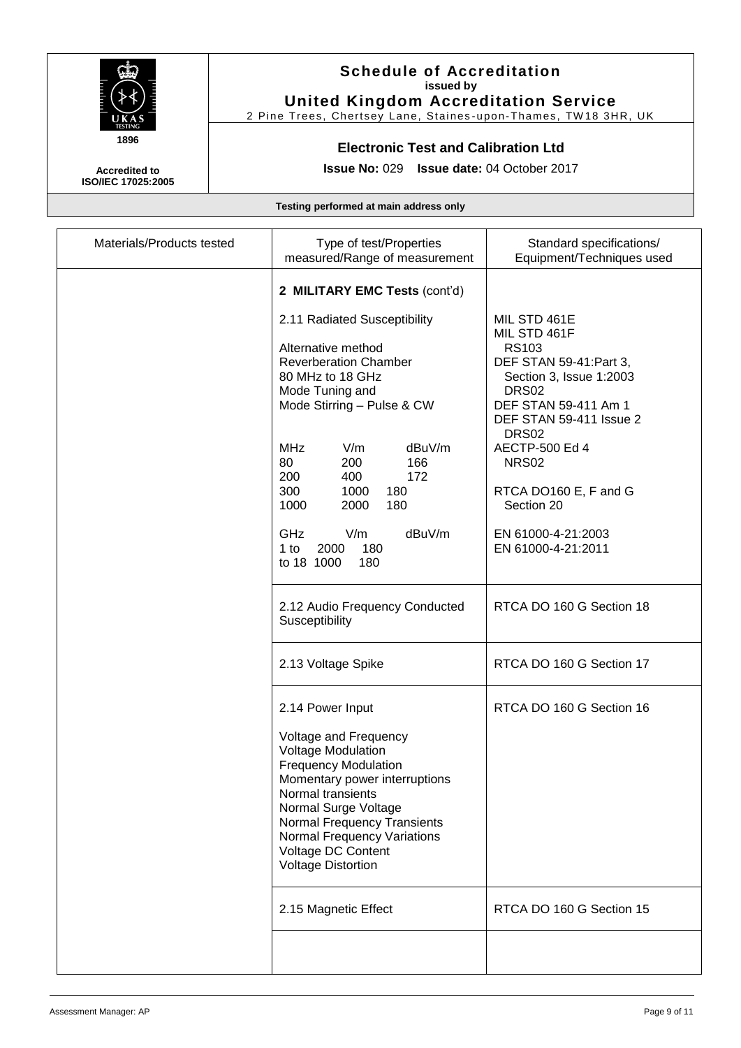**Schedule of Accreditation**
**issued by**
**United Kingdom Accreditation Service**
2 Pine Trees, Chertsey Lane, Staines-upon-Thames, TW18 3HR, UK

1896

Accredited to ISO/IEC 17025:2005

**Electronic Test and Calibration Ltd**

**Issue No:** 029 **Issue date:** 04 October 2017

**Testing performed at main address only**

| Materials/Products tested | Type of test/Properties measured/Range of measurement | Standard specifications/ Equipment/Techniques used |
|---|---|---|
| | **2 MILITARY EMC Tests** (cont'd)<br><br>2.11 Radiated Susceptibility<br><br>Alternative method<br>Reverberation Chamber<br>80 MHz to 18 GHz<br>Mode Tuning and<br>Mode Stirring – Pulse & CW<br><br>MHz V/m dBuV/m<br>80 200 166<br>200 400 172<br>300 1000 180<br>1000 2000 180<br><br>GHz V/m dBuV/m<br>1 to 2000 180<br>to 18 1000 180 | MIL STD 461E<br>MIL STD 461F<br>RS103<br>DEF STAN 59-41:Part 3, Section 3, Issue 1:2003<br>DRS02<br>DEF STAN 59-411 Am 1<br>DEF STAN 59-411 Issue 2<br>DRS02<br>AECTP-500 Ed 4<br>NRS02<br><br>RTCA DO160 E, F and G<br>Section 20<br><br>EN 61000-4-21:2003<br>EN 61000-4-21:2011 |
| | 2.12 Audio Frequency Conducted Susceptibility | RTCA DO 160 G Section 18 |
| | 2.13 Voltage Spike | RTCA DO 160 G Section 17 |
| | 2.14 Power Input<br><br>Voltage and Frequency<br>Voltage Modulation<br>Frequency Modulation<br>Momentary power interruptions<br>Normal transients<br>Normal Surge Voltage<br>Normal Frequency Transients<br>Normal Frequency Variations<br>Voltage DC Content<br>Voltage Distortion | RTCA DO 160 G Section 16 |
| | 2.15 Magnetic Effect | RTCA DO 160 G Section 15 |
| | | |

Assessment Manager: AP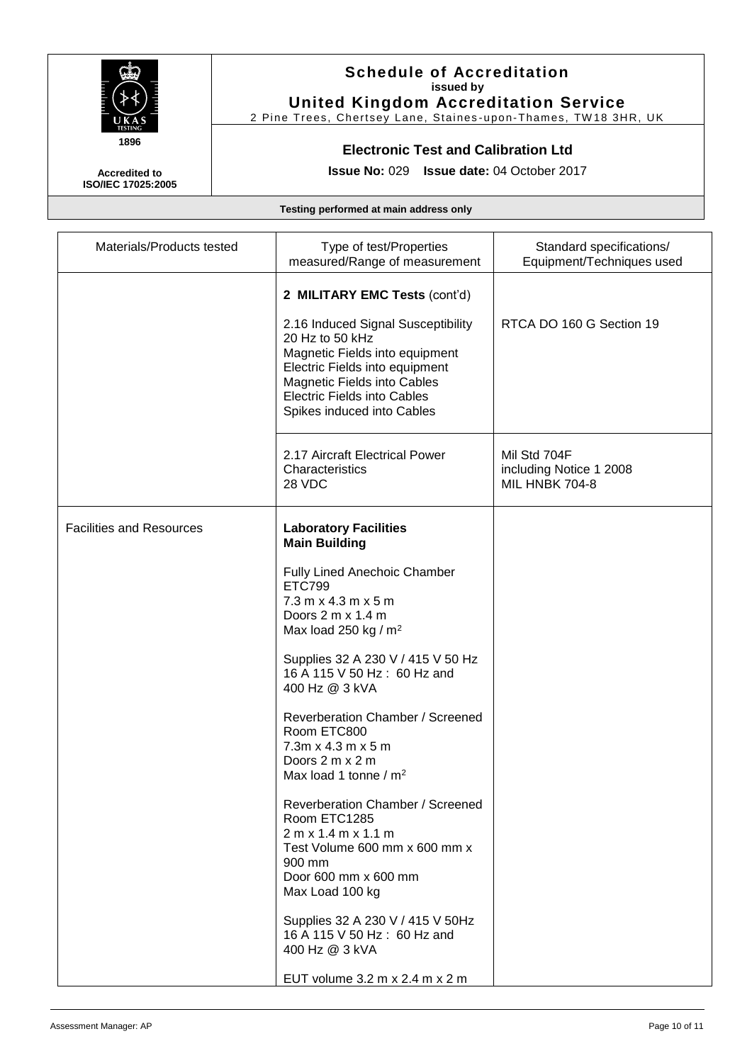**Schedule of Accreditation**
**issued by**
**United Kingdom Accreditation Service**
2 Pine Trees, Chertsey Lane, Staines-upon-Thames, TW18 3HR, UK

1896

**Accredited to ISO/IEC 17025:2005**

**Electronic Test and Calibration Ltd**

**Issue No:** 029 **Issue date:** 04 October 2017

**Testing performed at main address only**

| Materials/Products tested | Type of test/Properties measured/Range of measurement | Standard specifications/ Equipment/Techniques used |
|---|---|---|
| | **2 MILITARY EMC Tests** (cont'd)<br><br>2.16 Induced Signal Susceptibility<br>20 Hz to 50 kHz<br>Magnetic Fields into equipment<br>Electric Fields into equipment<br>Magnetic Fields into Cables<br>Electric Fields into Cables<br>Spikes induced into Cables | RTCA DO 160 G Section 19 |
| | 2.17 Aircraft Electrical Power Characteristics<br>28 VDC | Mil Std 704F<br>including Notice 1 2008<br>MIL HNBK 704-8 |
| Facilities and Resources | **Laboratory Facilities**<br>**Main Building**<br><br>Fully Lined Anechoic Chamber<br>ETC799<br>7.3 m x 4.3 m x 5 m<br>Doors 2 m x 1.4 m<br>Max load 250 kg / $m^2$<br><br>Supplies 32 A 230 V / 415 V 50 Hz<br>16 A 115 V 50 Hz : 60 Hz and 400 Hz @ 3 kVA<br><br>Reverberation Chamber / Screened Room ETC800<br>7.3m x 4.3 m x 5 m<br>Doors 2 m x 2 m<br>Max load 1 tonne / $m^2$<br><br>Reverberation Chamber / Screened Room ETC1285<br>2 m x 1.4 m x 1.1 m<br>Test Volume 600 mm x 600 mm x 900 mm<br>Door 600 mm x 600 mm<br>Max Load 100 kg<br><br>Supplies 32 A 230 V / 415 V 50Hz<br>16 A 115 V 50 Hz : 60 Hz and 400 Hz @ 3 kVA<br><br>EUT volume 3.2 m x 2.4 m x 2 m | |

Assessment Manager: AP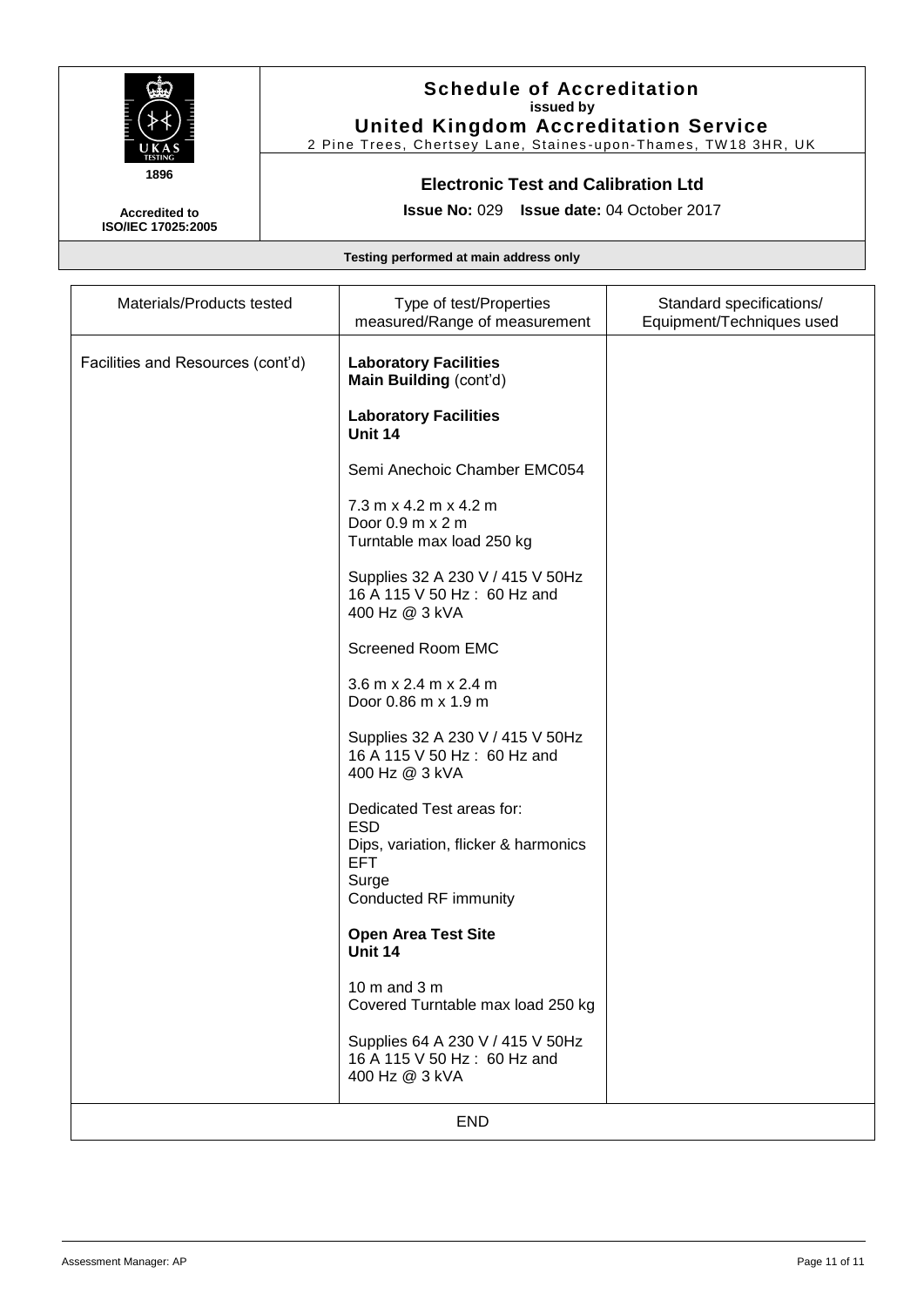## Schedule of Accreditation
**issued by**
## United Kingdom Accreditation Service
2 Pine Trees, Chertsey Lane, Staines-upon-Thames, TW18 3HR, UK

1896

**Accredited to ISO/IEC 17025:2005**

### Electronic Test and Calibration Ltd

**Issue No:** 029 **Issue date:** 04 October 2017

**Testing performed at main address only**

| Materials/Products tested | Type of test/Properties measured/Range of measurement | Standard specifications/ Equipment/Techniques used |
|---|---|---|
| Facilities and Resources (cont'd) | **Laboratory Facilities**<br>**Main Building** (cont'd)<br><br>**Laboratory Facilities**<br>**Unit 14**<br><br>Semi Anechoic Chamber EMC054<br><br>7.3 m x 4.2 m x 4.2 m<br>Door 0.9 m x 2 m<br>Turntable max load 250 kg<br><br>Supplies 32 A 230 V / 415 V 50Hz<br>16 A 115 V 50 Hz : 60 Hz and 400 Hz @ 3 kVA<br><br>Screened Room EMC<br><br>3.6 m x 2.4 m x 2.4 m<br>Door 0.86 m x 1.9 m<br><br>Supplies 32 A 230 V / 415 V 50Hz<br>16 A 115 V 50 Hz : 60 Hz and 400 Hz @ 3 kVA<br><br>Dedicated Test areas for:<br>ESD<br>Dips, variation, flicker & harmonics<br>EFT<br>Surge<br>Conducted RF immunity<br><br>**Open Area Test Site**<br>**Unit 14**<br><br>10 m and 3 m<br>Covered Turntable max load 250 kg<br><br>Supplies 64 A 230 V / 415 V 50Hz<br>16 A 115 V 50 Hz : 60 Hz and 400 Hz @ 3 kVA | |

END

Assessment Manager: AP